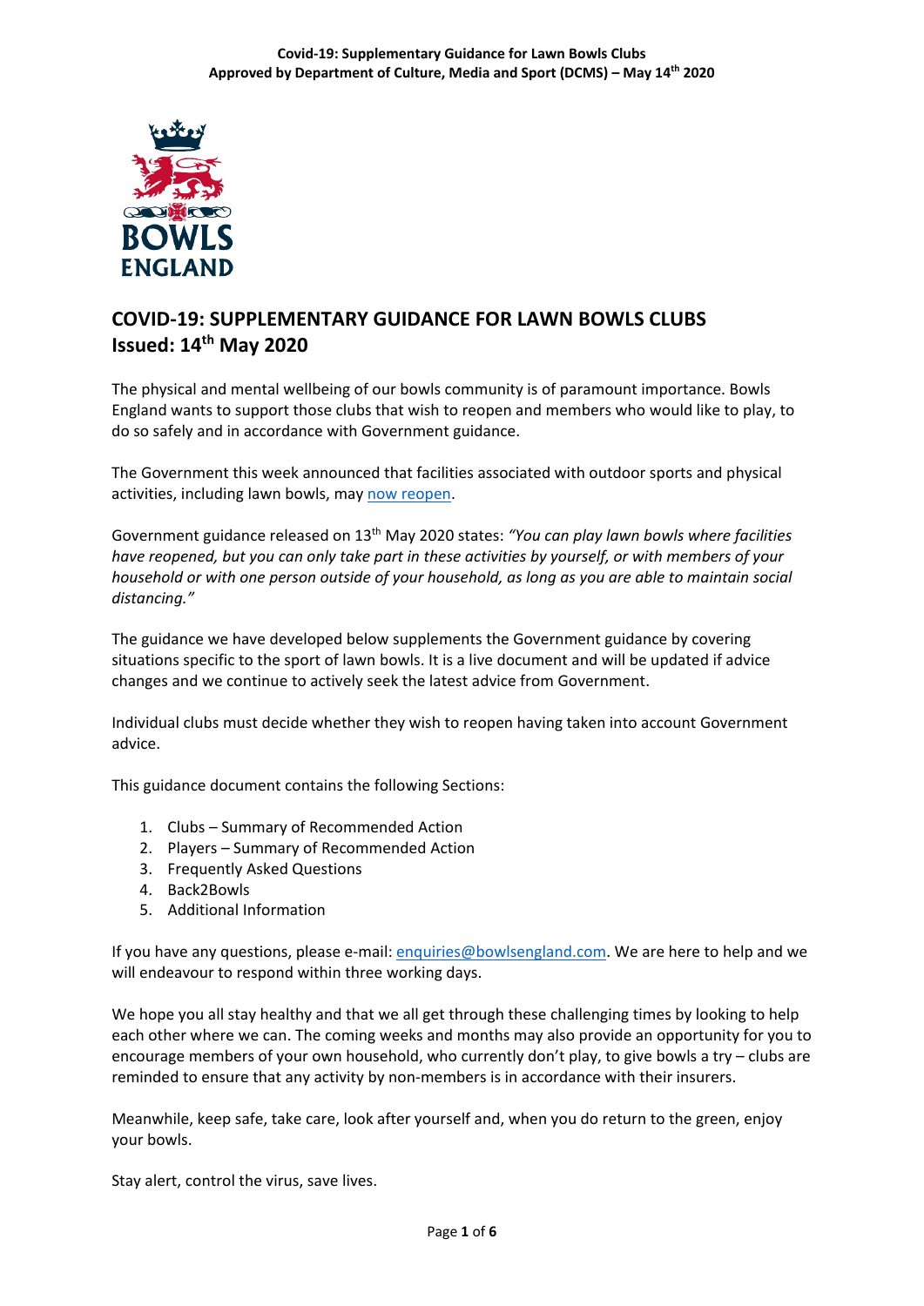# COVID-19: SUPPLEMENTARY GUIDANCE FOR LAWN BOWLS CLUBS
## Issued: 14th May 2020

The physical and mental wellbeing of our bowls community is of paramount importance. Bowls England wants to support those clubs that wish to reopen and members who would like to play, to do so safely and in accordance with Government guidance.

The Government this week announced that facilities associated with outdoor sports and physical activities, including lawn bowls, may now reopen.

Government guidance released on 13th May 2020 states: *"You can play lawn bowls where facilities have reopened, but you can only take part in these activities by yourself, or with members of your household or with one person outside of your household, as long as you are able to maintain social distancing."*

The guidance we have developed below supplements the Government guidance by covering situations specific to the sport of lawn bowls. It is a live document and will be updated if advice changes and we continue to actively seek the latest advice from Government.

Individual clubs must decide whether they wish to reopen having taken into account Government advice.

This guidance document contains the following Sections:

1. Clubs – Summary of Recommended Action
2. Players – Summary of Recommended Action
3. Frequently Asked Questions
4. Back2Bowls
5. Additional Information

If you have any questions, please e-mail: enquiries@bowlsengland.com. We are here to help and we will endeavour to respond within three working days.

We hope you all stay healthy and that we all get through these challenging times by looking to help each other where we can. The coming weeks and months may also provide an opportunity for you to encourage members of your own household, who currently don't play, to give bowls a try – clubs are reminded to ensure that any activity by non-members is in accordance with their insurers.

Meanwhile, keep safe, take care, look after yourself and, when you do return to the green, enjoy your bowls.

Stay alert, control the virus, save lives.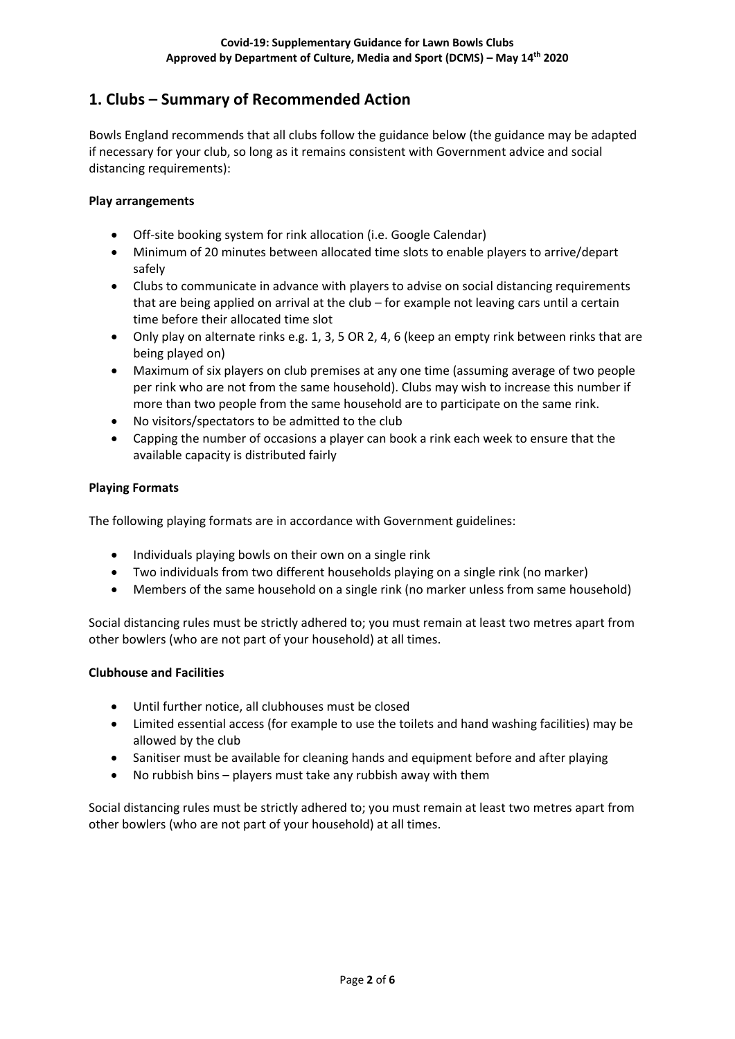## 1. Clubs – Summary of Recommended Action

Bowls England recommends that all clubs follow the guidance below (the guidance may be adapted if necessary for your club, so long as it remains consistent with Government advice and social distancing requirements):

**Play arrangements**

- Off-site booking system for rink allocation (i.e. Google Calendar)
- Minimum of 20 minutes between allocated time slots to enable players to arrive/depart safely
- Clubs to communicate in advance with players to advise on social distancing requirements that are being applied on arrival at the club – for example not leaving cars until a certain time before their allocated time slot
- Only play on alternate rinks e.g. 1, 3, 5 OR 2, 4, 6 (keep an empty rink between rinks that are being played on)
- Maximum of six players on club premises at any one time (assuming average of two people per rink who are not from the same household). Clubs may wish to increase this number if more than two people from the same household are to participate on the same rink.
- No visitors/spectators to be admitted to the club
- Capping the number of occasions a player can book a rink each week to ensure that the available capacity is distributed fairly

**Playing Formats**

The following playing formats are in accordance with Government guidelines:

- Individuals playing bowls on their own on a single rink
- Two individuals from two different households playing on a single rink (no marker)
- Members of the same household on a single rink (no marker unless from same household)

Social distancing rules must be strictly adhered to; you must remain at least two metres apart from other bowlers (who are not part of your household) at all times.

**Clubhouse and Facilities**

- Until further notice, all clubhouses must be closed
- Limited essential access (for example to use the toilets and hand washing facilities) may be allowed by the club
- Sanitiser must be available for cleaning hands and equipment before and after playing
- No rubbish bins – players must take any rubbish away with them

Social distancing rules must be strictly adhered to; you must remain at least two metres apart from other bowlers (who are not part of your household) at all times.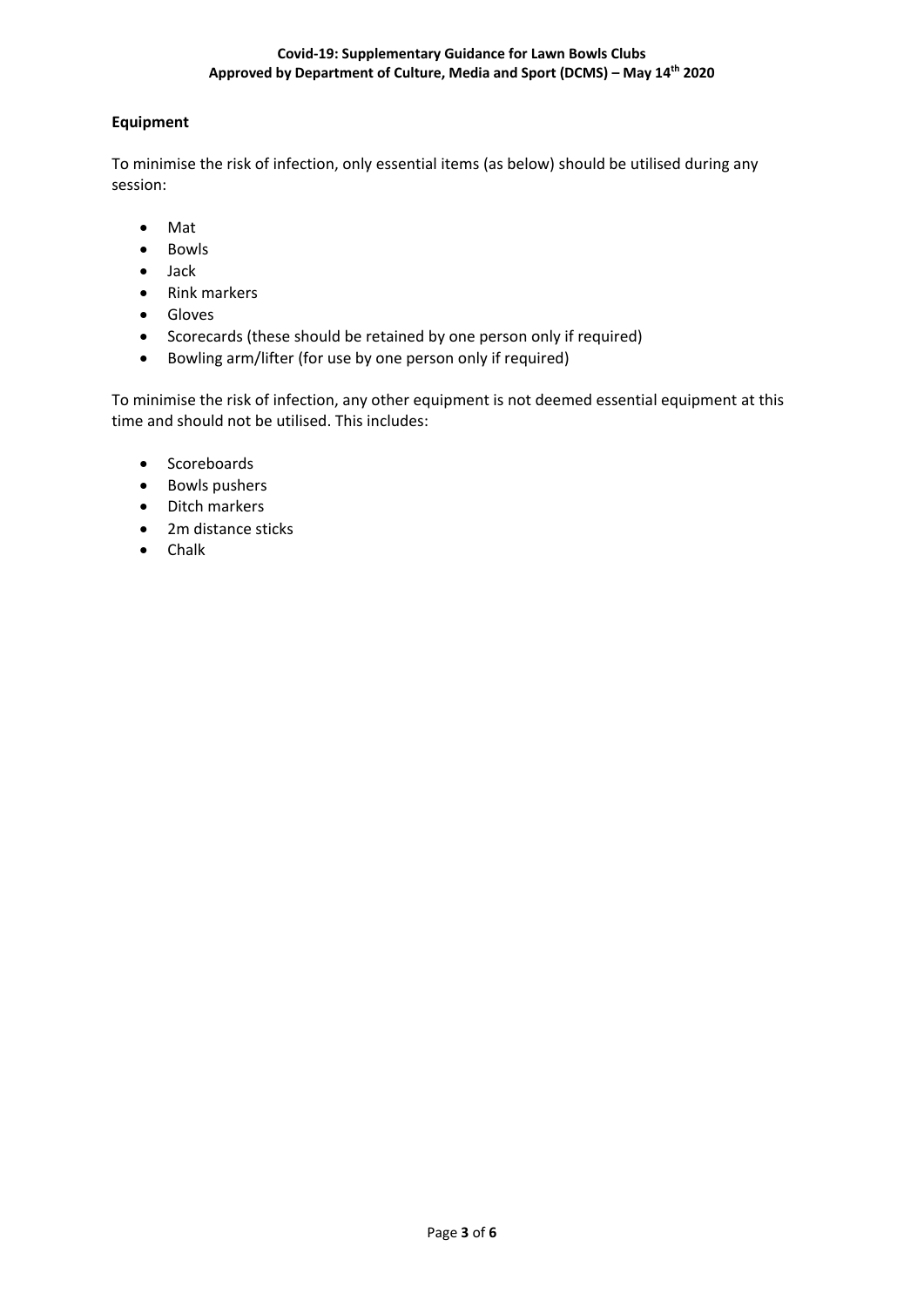## Equipment

To minimise the risk of infection, only essential items (as below) should be utilised during any session:

- Mat
- Bowls
- Jack
- Rink markers
- Gloves
- Scorecards (these should be retained by one person only if required)
- Bowling arm/lifter (for use by one person only if required)

To minimise the risk of infection, any other equipment is not deemed essential equipment at this time and should not be utilised. This includes:

- Scoreboards
- Bowls pushers
- Ditch markers
- 2m distance sticks
- Chalk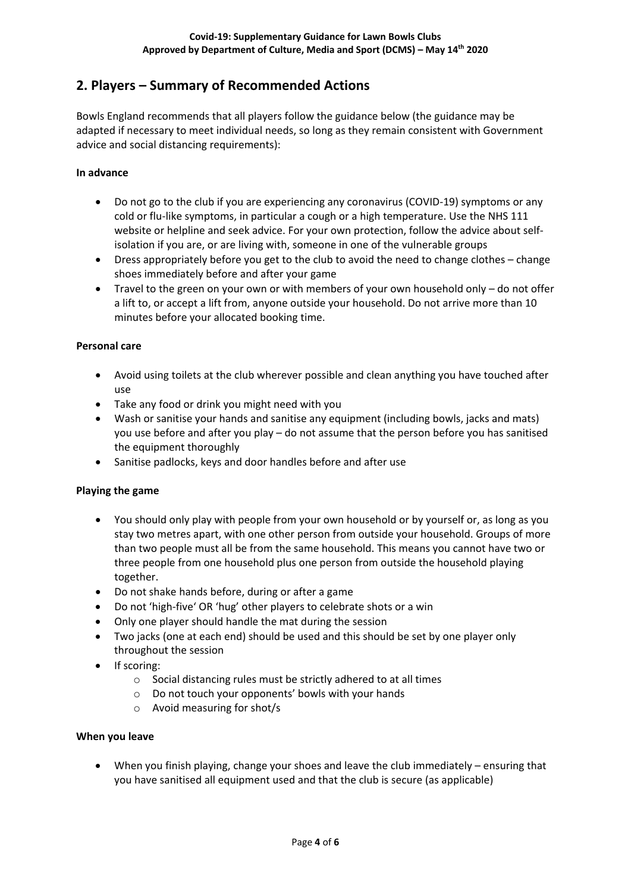## 2. Players – Summary of Recommended Actions

Bowls England recommends that all players follow the guidance below (the guidance may be adapted if necessary to meet individual needs, so long as they remain consistent with Government advice and social distancing requirements):

**In advance**

- Do not go to the club if you are experiencing any coronavirus (COVID-19) symptoms or any cold or flu-like symptoms, in particular a cough or a high temperature. Use the NHS 111 website or helpline and seek advice. For your own protection, follow the advice about self-isolation if you are, or are living with, someone in one of the vulnerable groups
- Dress appropriately before you get to the club to avoid the need to change clothes – change shoes immediately before and after your game
- Travel to the green on your own or with members of your own household only – do not offer a lift to, or accept a lift from, anyone outside your household. Do not arrive more than 10 minutes before your allocated booking time.

**Personal care**

- Avoid using toilets at the club wherever possible and clean anything you have touched after use
- Take any food or drink you might need with you
- Wash or sanitise your hands and sanitise any equipment (including bowls, jacks and mats) you use before and after you play – do not assume that the person before you has sanitised the equipment thoroughly
- Sanitise padlocks, keys and door handles before and after use

**Playing the game**

- You should only play with people from your own household or by yourself or, as long as you stay two metres apart, with one other person from outside your household. Groups of more than two people must all be from the same household. This means you cannot have two or three people from one household plus one person from outside the household playing together.
- Do not shake hands before, during or after a game
- Do not 'high-five' OR 'hug' other players to celebrate shots or a win
- Only one player should handle the mat during the session
- Two jacks (one at each end) should be used and this should be set by one player only throughout the session
- If scoring:
  - Social distancing rules must be strictly adhered to at all times
  - Do not touch your opponents' bowls with your hands
  - Avoid measuring for shot/s

**When you leave**

- When you finish playing, change your shoes and leave the club immediately – ensuring that you have sanitised all equipment used and that the club is secure (as applicable)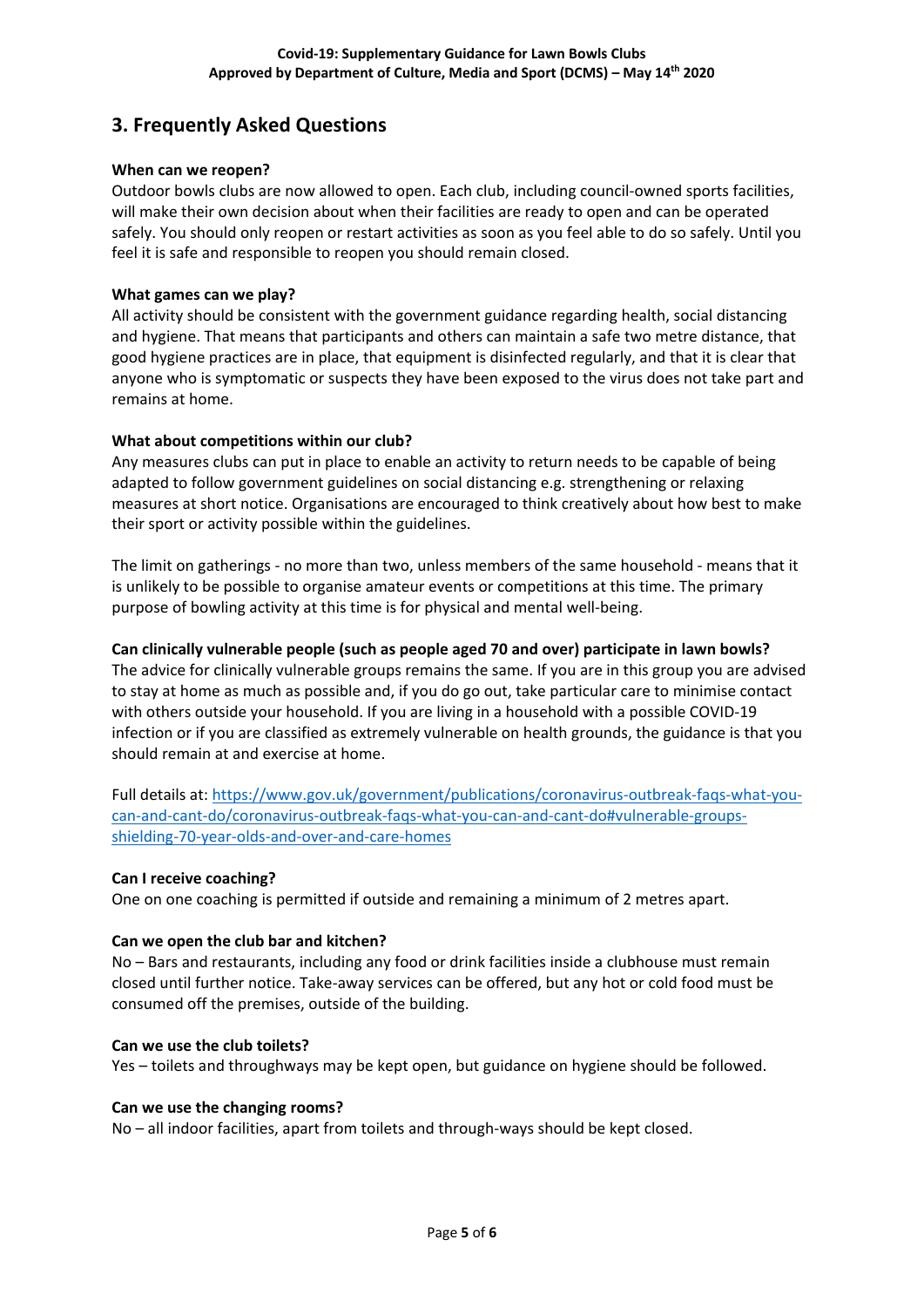## 3. Frequently Asked Questions

**When can we reopen?**

Outdoor bowls clubs are now allowed to open. Each club, including council-owned sports facilities, will make their own decision about when their facilities are ready to open and can be operated safely. You should only reopen or restart activities as soon as you feel able to do so safely. Until you feel it is safe and responsible to reopen you should remain closed.

**What games can we play?**

All activity should be consistent with the government guidance regarding health, social distancing and hygiene. That means that participants and others can maintain a safe two metre distance, that good hygiene practices are in place, that equipment is disinfected regularly, and that it is clear that anyone who is symptomatic or suspects they have been exposed to the virus does not take part and remains at home.

**What about competitions within our club?**

Any measures clubs can put in place to enable an activity to return needs to be capable of being adapted to follow government guidelines on social distancing e.g. strengthening or relaxing measures at short notice. Organisations are encouraged to think creatively about how best to make their sport or activity possible within the guidelines.

The limit on gatherings - no more than two, unless members of the same household - means that it is unlikely to be possible to organise amateur events or competitions at this time. The primary purpose of bowling activity at this time is for physical and mental well-being.

**Can clinically vulnerable people (such as people aged 70 and over) participate in lawn bowls?**

The advice for clinically vulnerable groups remains the same. If you are in this group you are advised to stay at home as much as possible and, if you do go out, take particular care to minimise contact with others outside your household. If you are living in a household with a possible COVID-19 infection or if you are classified as extremely vulnerable on health grounds, the guidance is that you should remain at and exercise at home.

Full details at: [https://www.gov.uk/government/publications/coronavirus-outbreak-faqs-what-you-can-and-cant-do/coronavirus-outbreak-faqs-what-you-can-and-cant-do#vulnerable-groups-shielding-70-year-olds-and-over-and-care-homes](https://www.gov.uk/government/publications/coronavirus-outbreak-faqs-what-you-can-and-cant-do/coronavirus-outbreak-faqs-what-you-can-and-cant-do#vulnerable-groups-shielding-70-year-olds-and-over-and-care-homes)

**Can I receive coaching?**

One on one coaching is permitted if outside and remaining a minimum of 2 metres apart.

**Can we open the club bar and kitchen?**

No – Bars and restaurants, including any food or drink facilities inside a clubhouse must remain closed until further notice. Take-away services can be offered, but any hot or cold food must be consumed off the premises, outside of the building.

**Can we use the club toilets?**

Yes – toilets and throughways may be kept open, but guidance on hygiene should be followed.

**Can we use the changing rooms?**

No – all indoor facilities, apart from toilets and through-ways should be kept closed.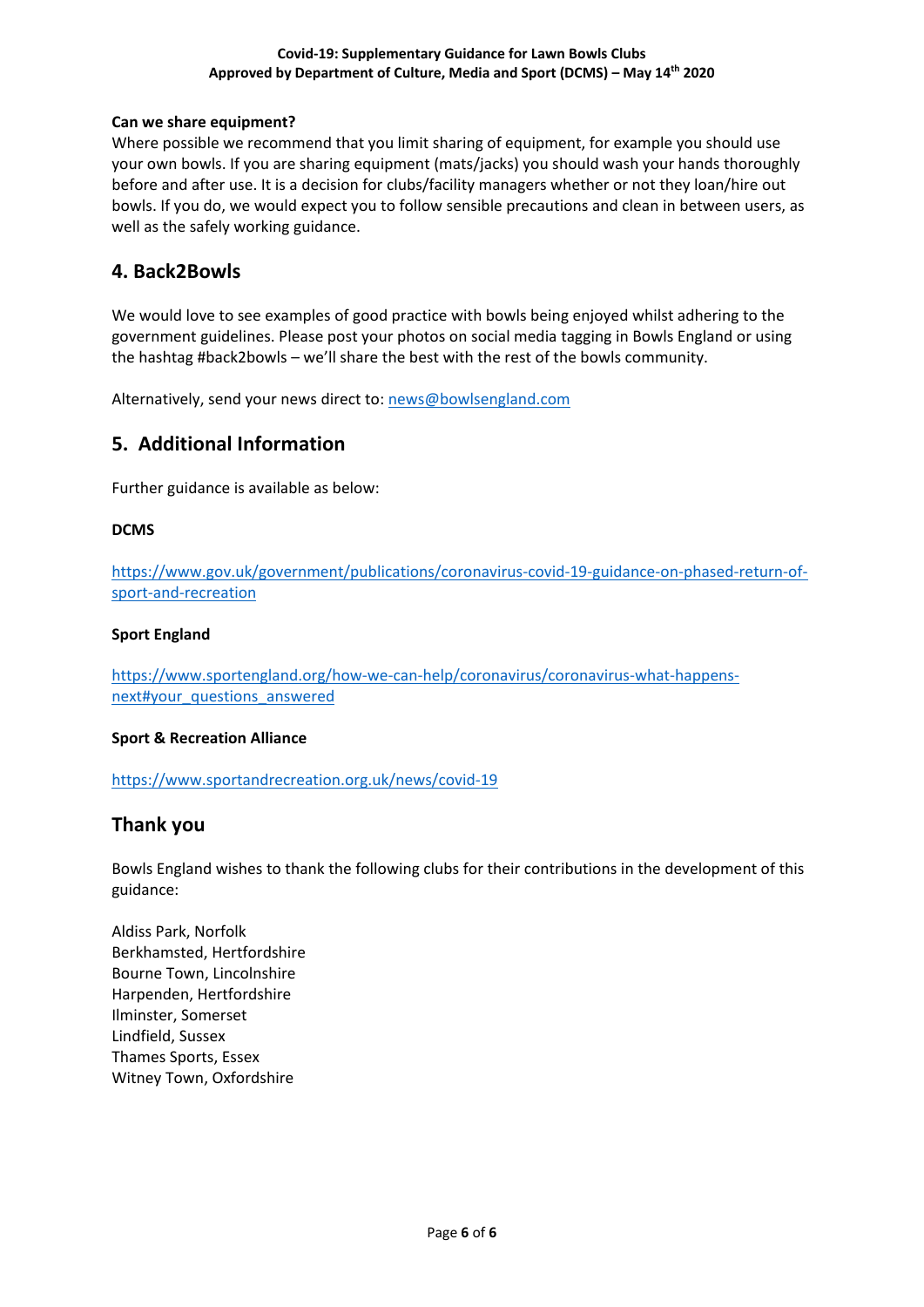**Can we share equipment?**
Where possible we recommend that you limit sharing of equipment, for example you should use your own bowls. If you are sharing equipment (mats/jacks) you should wash your hands thoroughly before and after use. It is a decision for clubs/facility managers whether or not they loan/hire out bowls. If you do, we would expect you to follow sensible precautions and clean in between users, as well as the safely working guidance.

## 4. Back2Bowls

We would love to see examples of good practice with bowls being enjoyed whilst adhering to the government guidelines. Please post your photos on social media tagging in Bowls England or using the hashtag #back2bowls – we'll share the best with the rest of the bowls community.

Alternatively, send your news direct to: news@bowlsengland.com

## 5. Additional Information

Further guidance is available as below:

**DCMS**

https://www.gov.uk/government/publications/coronavirus-covid-19-guidance-on-phased-return-of-sport-and-recreation

**Sport England**

https://www.sportengland.org/how-we-can-help/coronavirus/coronavirus-what-happens-next#your_questions_answered

**Sport & Recreation Alliance**

https://www.sportandrecreation.org.uk/news/covid-19

## Thank you

Bowls England wishes to thank the following clubs for their contributions in the development of this guidance:

Aldiss Park, Norfolk
Berkhamsted, Hertfordshire
Bourne Town, Lincolnshire
Harpenden, Hertfordshire
Ilminster, Somerset
Lindfield, Sussex
Thames Sports, Essex
Witney Town, Oxfordshire